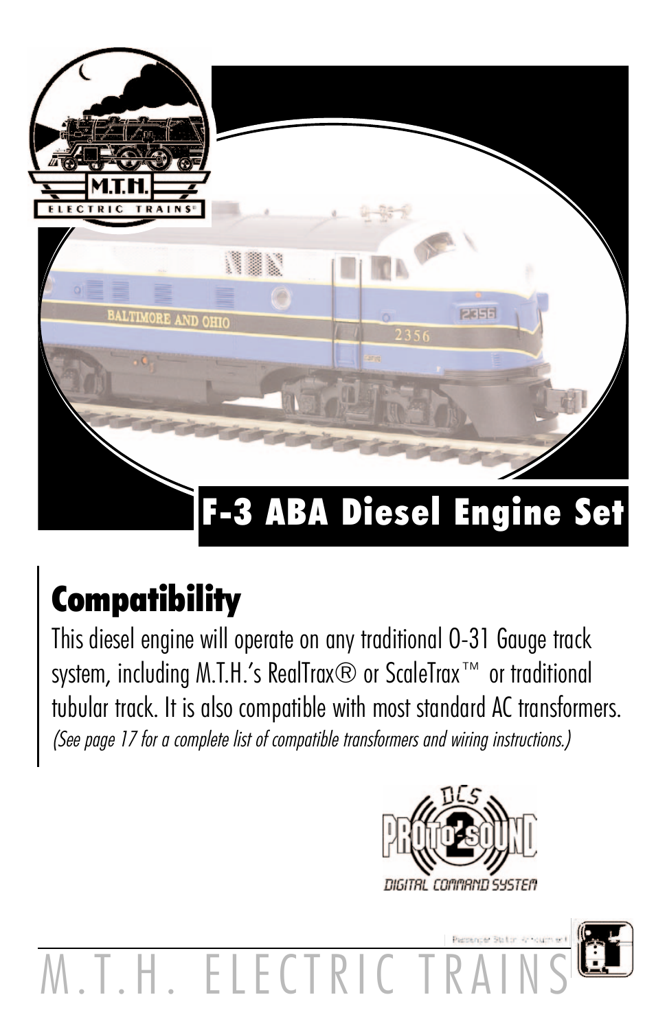# F-3 ABA Diesel Engine Set

## Compatibility

This diesel engine will operate on any traditional O-31 Gauge track system, including M.T.H.'s RealTrax® or ScaleTrax™ or traditional tubular track. It is also compatible with most standard AC transformers.
*(See page 17 for a complete list of compatible transformers and wiring instructions.)*

M.T.H. ELECTRIC TRAINS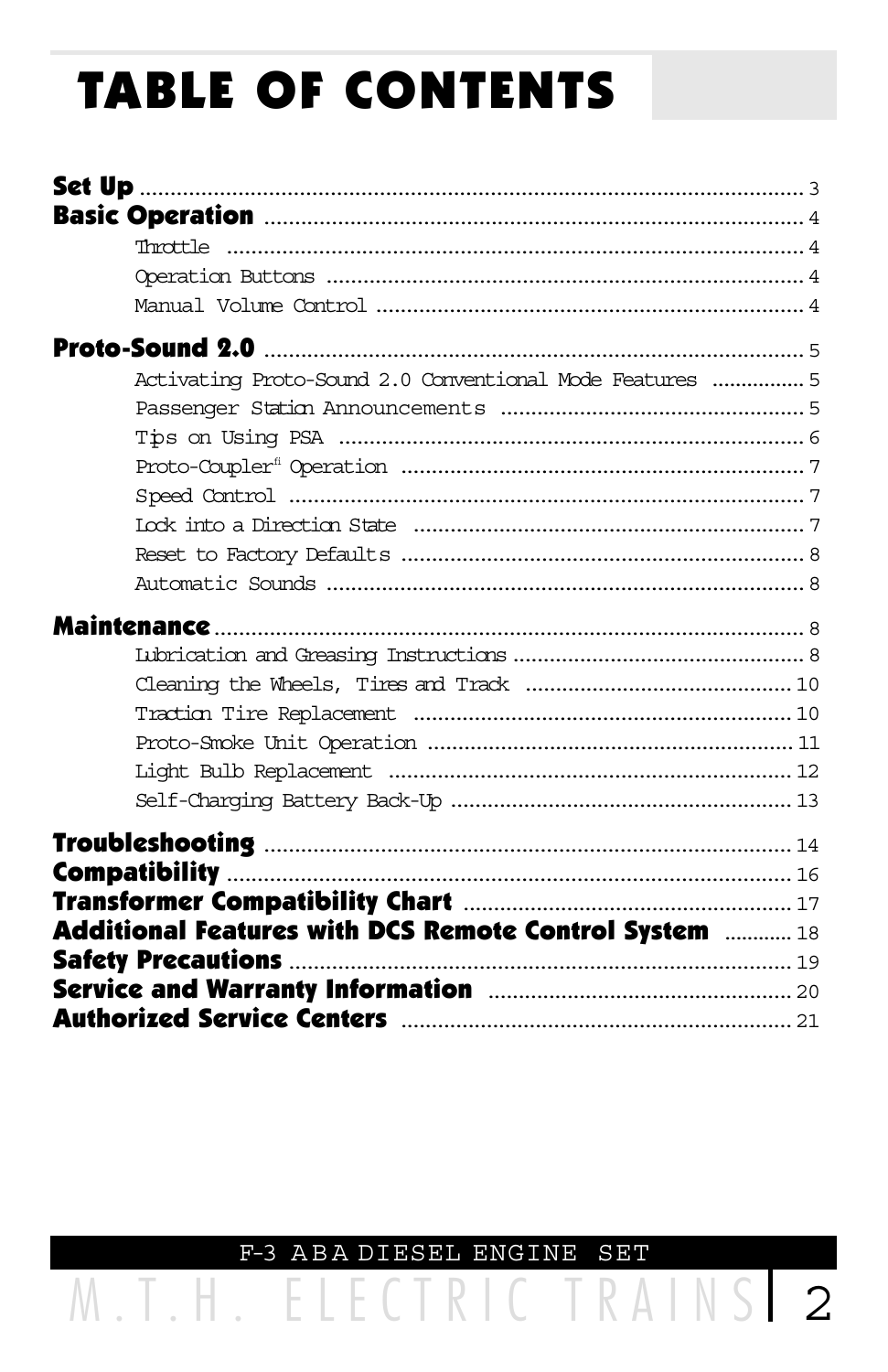# TABLE OF CONTENTS

**Set Up** ........................................................ 3

**Basic Operation** ........................................................ 4

- Throttle ........................................................ 4
- Operation Buttons ........................................................ 4
- Manual Volume Control ........................................................ 4

**Proto-Sound 2.0** ........................................................ 5

- Activating Proto-Sound 2.0 Conventional Mode Features ............... 5
- Passenger Station Announcements ........................................................ 5
- Tips on Using PSA ........................................................ 6
- Proto-Coupler® Operation ........................................................ 7
- Speed Control ........................................................ 7
- Lock into a Direction State ........................................................ 7
- Reset to Factory Defaults ........................................................ 8
- Automatic Sounds ........................................................ 8

**Maintenance** ........................................................ 8

- Lubrication and Greasing Instructions ........................................................ 8
- Cleaning the Wheels, Tires and Track ........................................................ 10
- Traction Tire Replacement ........................................................ 10
- Proto-Smoke Unit Operation ........................................................ 11
- Light Bulb Replacement ........................................................ 12
- Self-Charging Battery Back-Up ........................................................ 13

**Troubleshooting** ........................................................ 14

**Compatibility** ........................................................ 16

**Transformer Compatibility Chart** ........................................................ 17

**Additional Features with DCS Remote Control System** ........... 18

**Safety Precautions** ........................................................ 19

**Service and Warranty Information** ........................................................ 20

**Authorized Service Centers** ........................................................ 21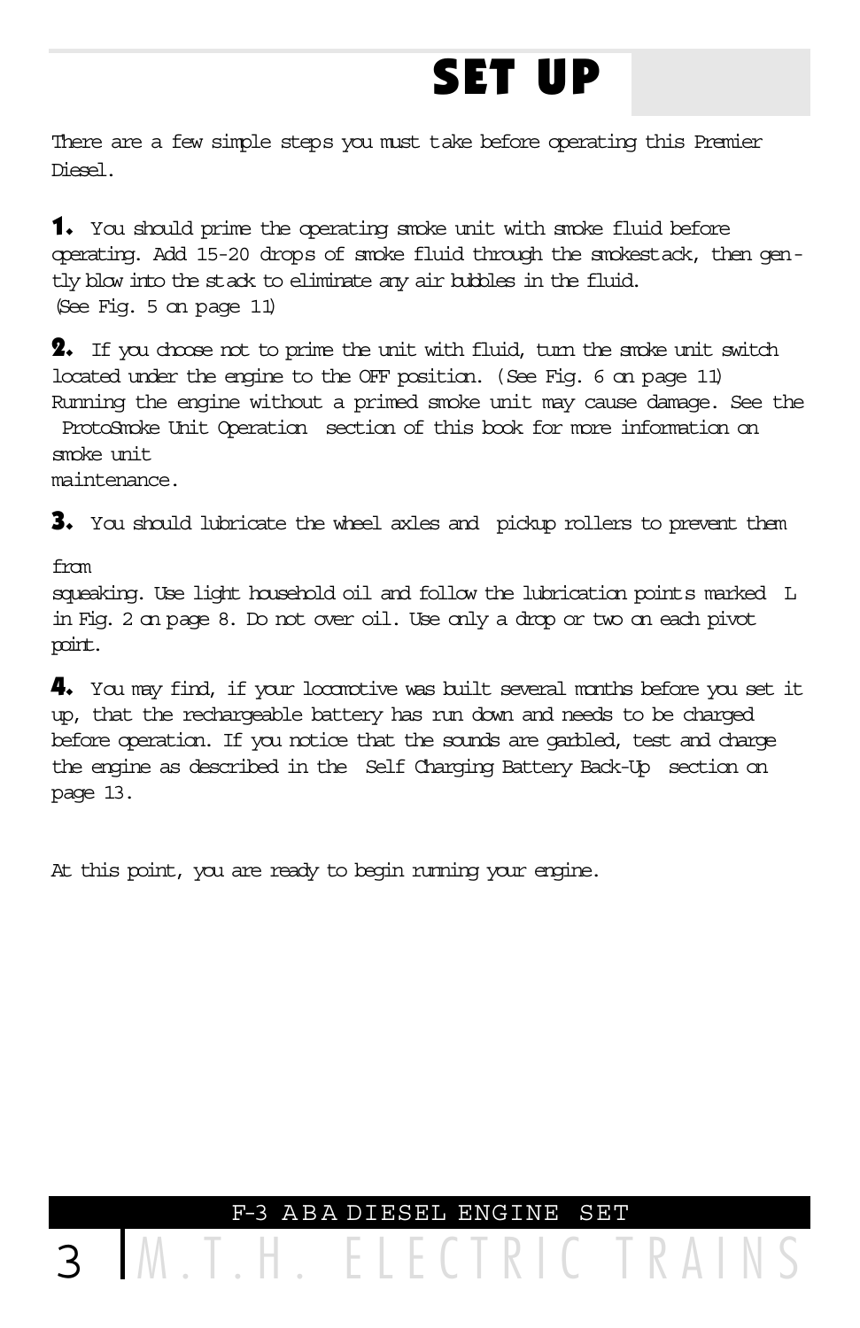# SET UP

There are a few simple steps you must take before operating this Premier Diesel.

**1.** You should prime the operating smoke unit with smoke fluid before operating. Add 15-20 drops of smoke fluid through the smokestack, then gently blow into the stack to eliminate any air bubbles in the fluid. (See Fig. 5 on page 11)

**2.** If you choose not to prime the unit with fluid, turn the smoke unit switch located under the engine to the OFF position. (See Fig. 6 on page 11) Running the engine without a primed smoke unit may cause damage. See the ProtoSmoke Unit Operation section of this book for more information on smoke unit maintenance.

**3.** You should lubricate the wheel axles and pickup rollers to prevent them from squeaking. Use light household oil and follow the lubrication points marked L in Fig. 2 on page 8. Do not over oil. Use only a drop or two on each pivot point.

**4.** You may find, if your locomotive was built several months before you set it up, that the rechargeable battery has run down and needs to be charged before operation. If you notice that the sounds are garbled, test and charge the engine as described in the Self Charging Battery Back-Up section on page 13.

At this point, you are ready to begin running your engine.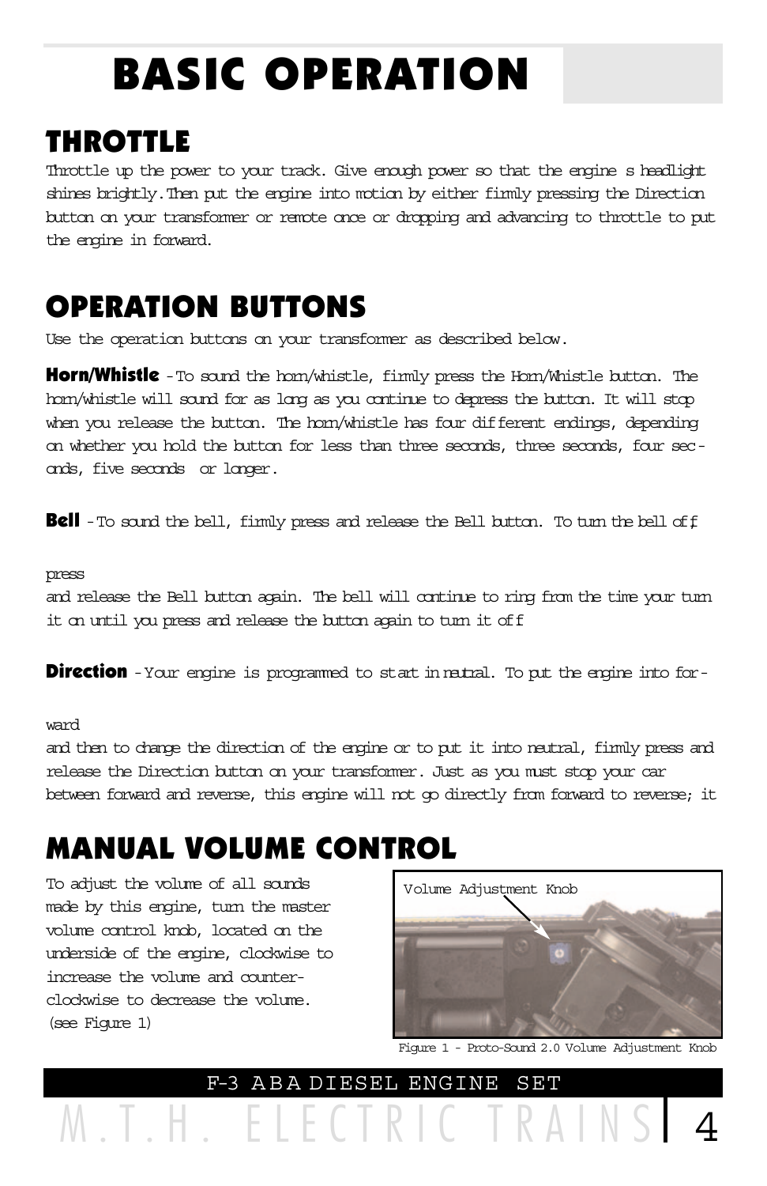# BASIC OPERATION

## THROTTLE

Throttle up the power to your track. Give enough power so that the engine s headlight shines brightly.Then put the engine into motion by either firmly pressing the Direction button on your transformer or remote once or dropping and advancing to throttle to put the engine in forward.

## OPERATION BUTTONS

Use the operation buttons on your transformer as described below.

**Horn/Whistle** - To sound the horn/whistle, firmly press the Horn/Whistle button. The horn/whistle will sound for as long as you continue to depress the button. It will stop when you release the button. The horn/whistle has four different endings, depending on whether you hold the button for less than three seconds, three seconds, four seconds, five seconds or longer.

**Bell** - To sound the bell, firmly press and release the Bell button. To turn the bell off,

press
and release the Bell button again. The bell will continue to ring from the time your turn it on until you press and release the button again to turn it off

**Direction** - Your engine is programmed to start in neutral. To put the engine into for-

ward
and then to change the direction of the engine or to put it into neutral, firmly press and release the Direction button on your transformer. Just as you must stop your car between forward and reverse, this engine will not go directly from forward to reverse; it

## MANUAL VOLUME CONTROL

To adjust the volume of all sounds made by this engine, turn the master volume control knob, located on the underside of the engine, clockwise to increase the volume and counter-clockwise to decrease the volume. (see Figure 1)

Volume Adjustment Knob

Figure 1 - Proto-Sound 2.0 Volume Adjustment Knob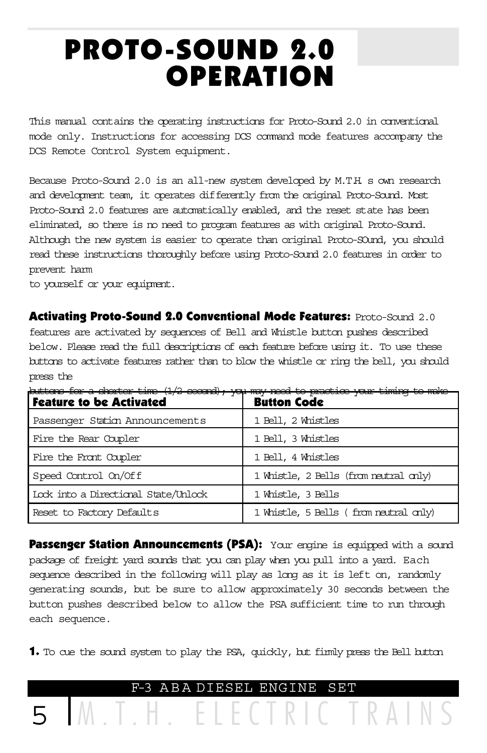# PROTO-SOUND 2.0 OPERATION

This manual contains the operating instructions for Proto-Sound 2.0 in conventional mode only. Instructions for accessing DCS command mode features accompany the DCS Remote Control System equipment.

Because Proto-Sound 2.0 is an all-new system developed by M.T.H. s own research and development team, it operates differently from the original Proto-Sound. Most Proto-Sound 2.0 features are automatically enabled, and the reset state has been eliminated, so there is no need to program features as with original Proto-Sound. Although the new system is easier to operate than original Proto-SOund, you should read these instructions thoroughly before using Proto-Sound 2.0 features in order to prevent harm
to yourself or your equipment.

**Activating Proto-Sound 2.0 Conventional Mode Features:** Proto-Sound 2.0 features are activated by sequences of Bell and Whistle button pushes described below. Please read the full descriptions of each feature before using it. To use these buttons to activate features rather than to blow the whistle or ring the bell, you should press the
buttons for a shorter time (1/2 second); you may need to practice your timing to make

| Feature to be Activated | Button Code |
|---|---|
| Passenger Station Announcements | 1 Bell, 2 Whistles |
| Fire the Rear Coupler | 1 Bell, 3 Whistles |
| Fire the Front Coupler | 1 Bell, 4 Whistles |
| Speed Control On/Off | 1 Whistle, 2 Bells (from neutral only) |
| Lock into a Directional State/Unlock | 1 Whistle, 3 Bells |
| Reset to Factory Defaults | 1 Whistle, 5 Bells ( from neutral only) |

**Passenger Station Announcements (PSA):** Your engine is equipped with a sound package of freight yard sounds that you can play when you pull into a yard. Each sequence described in the following will play as long as it is left on, randomly generating sounds, but be sure to allow approximately 30 seconds between the button pushes described below to allow the PSA sufficient time to run through each sequence.

**1.** To cue the sound system to play the PSA, quickly, but firmly press the Bell button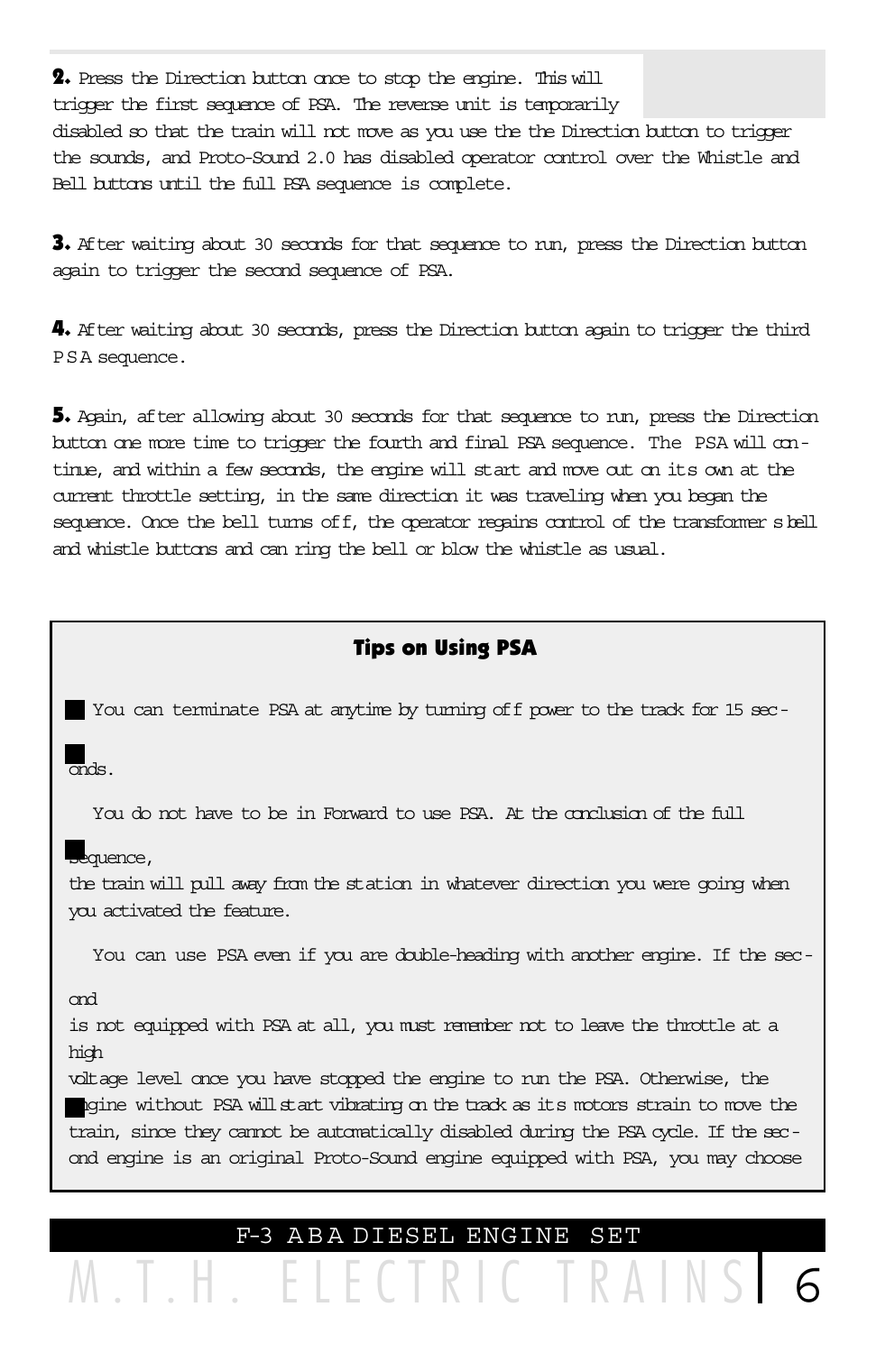**2.** Press the Direction button once to stop the engine. This will trigger the first sequence of PSA. The reverse unit is temporarily disabled so that the train will not move as you use the the Direction button to trigger the sounds, and Proto-Sound 2.0 has disabled operator control over the Whistle and Bell buttons until the full PSA sequence is complete.

**3.** After waiting about 30 seconds for that sequence to run, press the Direction button again to trigger the second sequence of PSA.

**4.** After waiting about 30 seconds, press the Direction button again to trigger the third PSA sequence.

**5.** Again, after allowing about 30 seconds for that sequence to run, press the Direction button one more time to trigger the fourth and final PSA sequence. The PSA will continue, and within a few seconds, the engine will start and move out on its own at the current throttle setting, in the same direction it was traveling when you began the sequence. Once the bell turns off, the operator regains control of the transformer s bell and whistle buttons and can ring the bell or blow the whistle as usual.

### Tips on Using PSA

- You can terminate PSA at anytime by turning off power to the track for 15 seconds.
- You do not have to be in Forward to use PSA. At the conclusion of the full sequence, the train will pull away from the station in whatever direction you were going when you activated the feature.
- You can use PSA even if you are double-heading with another engine. If the second is not equipped with PSA at all, you must remember not to leave the throttle at a high voltage level once you have stopped the engine to run the PSA. Otherwise, the engine without PSA will start vibrating on the track as its motors strain to move the train, since they cannot be automatically disabled during the PSA cycle. If the second engine is an original Proto-Sound engine equipped with PSA, you may choose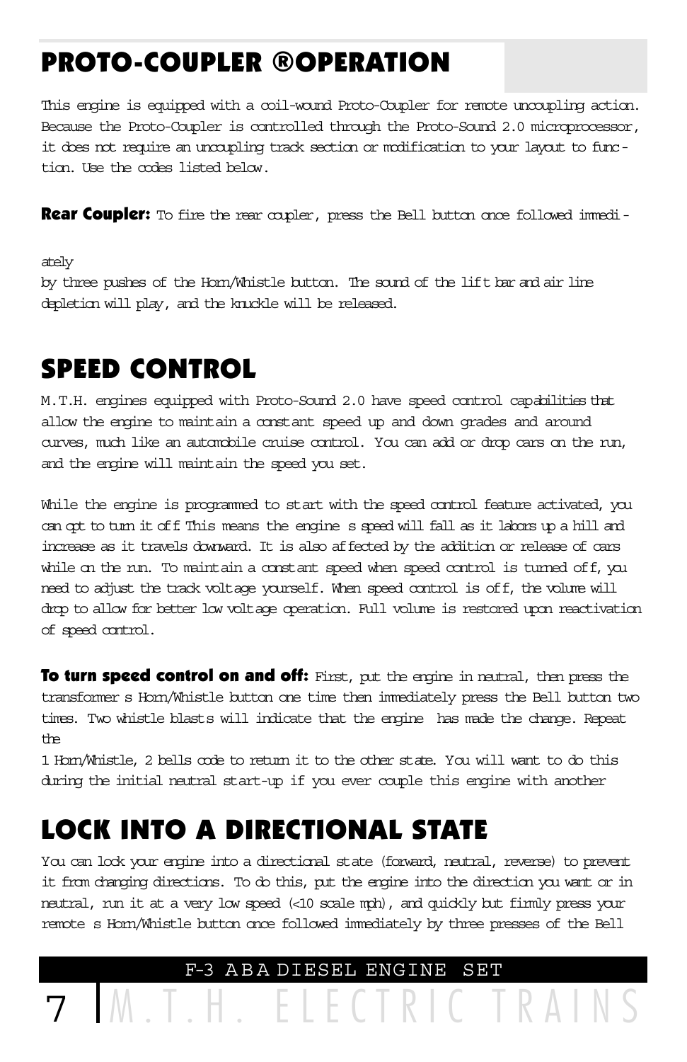# PROTO-COUPLER ®OPERATION

This engine is equipped with a coil-wound Proto-Coupler for remote uncoupling action. Because the Proto-Coupler is controlled through the Proto-Sound 2.0 microprocessor, it does not require an uncoupling track section or modification to your layout to function. Use the codes listed below.

**Rear Coupler:** To fire the rear coupler, press the Bell button once followed immediately by three pushes of the Horn/Whistle button. The sound of the lift bar and air line depletion will play, and the knuckle will be released.

# SPEED CONTROL

M.T.H. engines equipped with Proto-Sound 2.0 have speed control capabilities that allow the engine to maintain a constant speed up and down grades and around curves, much like an automobile cruise control. You can add or drop cars on the run, and the engine will maintain the speed you set.

While the engine is programmed to start with the speed control feature activated, you can opt to turn it off. This means the engine s speed will fall as it labors up a hill and increase as it travels downward. It is also affected by the addition or release of cars while on the run. To maintain a constant speed when speed control is turned off, you need to adjust the track voltage yourself. When speed control is off, the volume will drop to allow for better low voltage operation. Full volume is restored upon reactivation of speed control.

**To turn speed control on and off:** First, put the engine in neutral, then press the transformer s Horn/Whistle button one time then immediately press the Bell button two times. Two whistle blasts will indicate that the engine has made the change. Repeat the 1 Horn/Whistle, 2 bells code to return it to the other state. You will want to do this during the initial neutral start-up if you ever couple this engine with another

# LOCK INTO A DIRECTIONAL STATE

You can lock your engine into a directional state (forward, neutral, reverse) to prevent it from changing directions. To do this, put the engine into the direction you want or in neutral, run it at a very low speed (<10 scale mph), and quickly but firmly press your remote s Horn/Whistle button once followed immediately by three presses of the Bell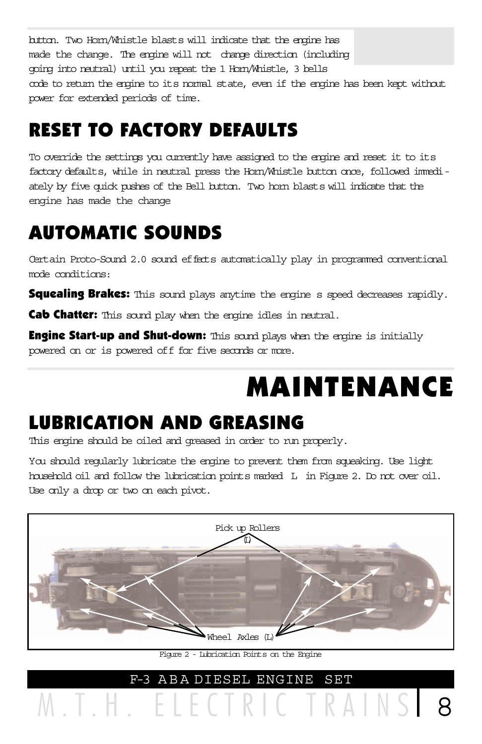button. Two Horn/Whistle blasts will indicate that the engine has made the change. The engine will not change direction (including going into neutral) until you repeat the 1 Horn/Whistle, 3 bells code to return the engine to its normal state, even if the engine has been kept without power for extended periods of time.

## RESET TO FACTORY DEFAULTS

To override the settings you currently have assigned to the engine and reset it to its factory defaults, while in neutral press the Horn/Whistle button once, followed immediately by five quick pushes of the Bell button. Two horn blasts will indicate that the engine has made the change

## AUTOMATIC SOUNDS

Certain Proto-Sound 2.0 sound effects automatically play in programmed conventional mode conditions:

**Squealing Brakes:** This sound plays anytime the engine s speed decreases rapidly.

**Cab Chatter:** This sound play when the engine idles in neutral.

**Engine Start-up and Shut-down:** This sound plays when the engine is initially powered on or is powered off for five seconds or more.

# MAINTENANCE

## LUBRICATION AND GREASING

This engine should be oiled and greased in order to run properly.

You should regularly lubricate the engine to prevent them from squeaking. Use light household oil and follow the lubrication points marked L in Figure 2. Do not over oil. Use only a drop or two on each pivot.

Pick up Rollers (L)

Wheel Axles (L)

Figure 2 - Lubrication Points on the Engine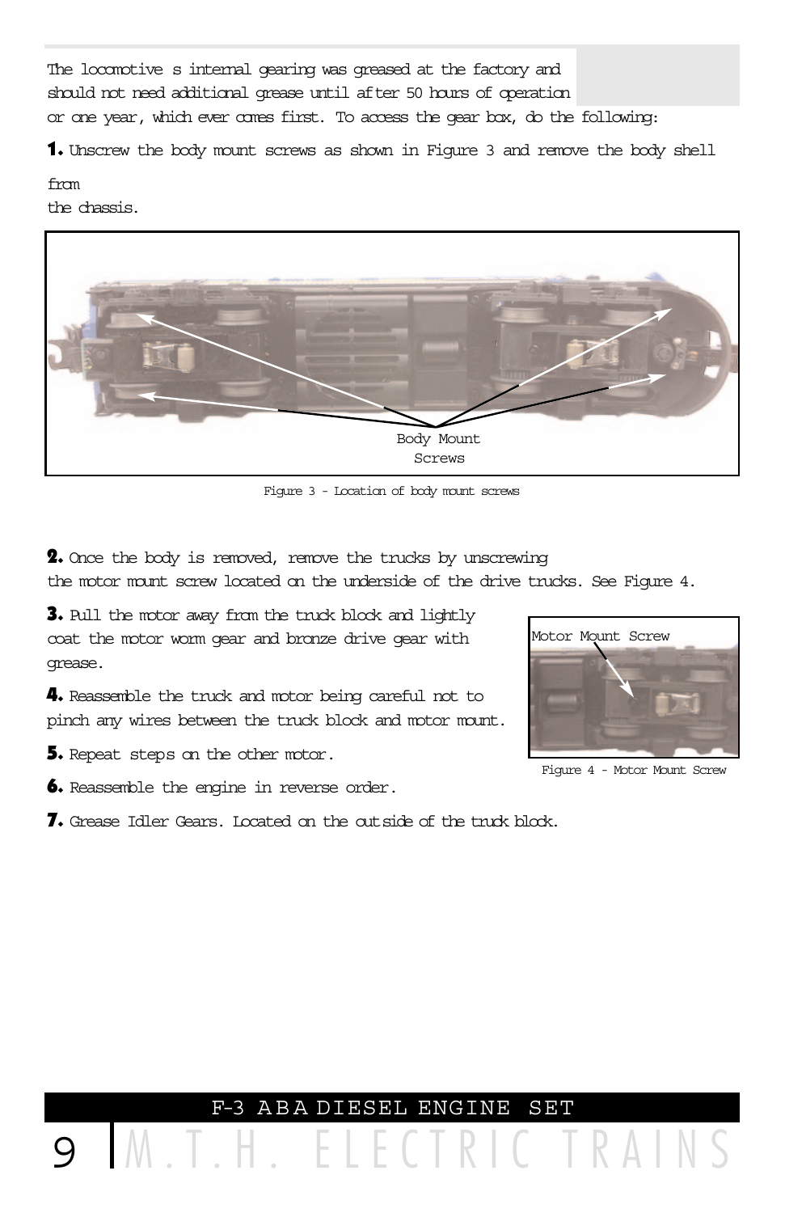The locomotive s internal gearing was greased at the factory and should not need additional grease until after 50 hours of operation or one year, which ever comes first. To access the gear box, do the following:

**1.** Unscrew the body mount screws as shown in Figure 3 and remove the body shell from the chassis.

Body Mount Screws

Figure 3 - Location of body mount screws

**2.** Once the body is removed, remove the trucks by unscrewing the motor mount screw located on the underside of the drive trucks. See Figure 4.

**3.** Pull the motor away from the truck block and lightly coat the motor worm gear and bronze drive gear with grease.

**4.** Reassemble the truck and motor being careful not to pinch any wires between the truck block and motor mount.

**5.** Repeat steps on the other motor.

**6.** Reassemble the engine in reverse order.

**7.** Grease Idler Gears. Located on the outside of the truck block.

Motor Mount Screw

Figure 4 - Motor Mount Screw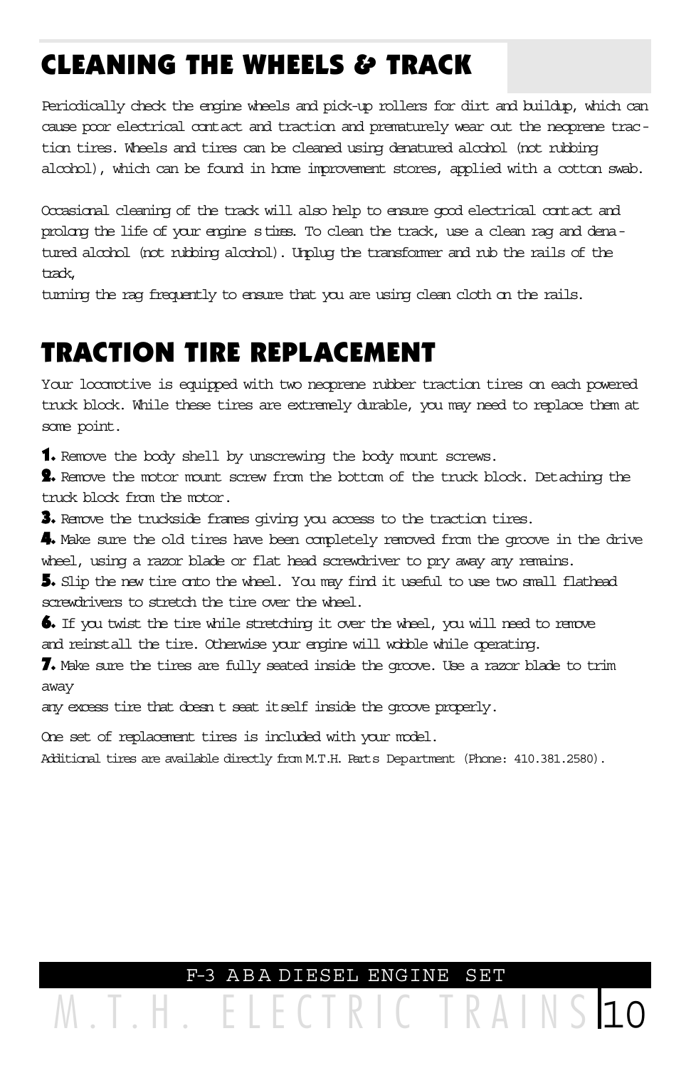## CLEANING THE WHEELS & TRACK

Periodically check the engine wheels and pick-up rollers for dirt and buildup, which can cause poor electrical contact and traction and prematurely wear out the neoprene traction tires. Wheels and tires can be cleaned using denatured alcohol (not rubbing alcohol), which can be found in home improvement stores, applied with a cotton swab.

Occasional cleaning of the track will also help to ensure good electrical contact and prolong the life of your engine s tires. To clean the track, use a clean rag and denatured alcohol (not rubbing alcohol). Unplug the transformer and rub the rails of the track,

turning the rag frequently to ensure that you are using clean cloth on the rails.

## TRACTION TIRE REPLACEMENT

Your locomotive is equipped with two neoprene rubber traction tires on each powered truck block. While these tires are extremely durable, you may need to replace them at some point.

**1.** Remove the body shell by unscrewing the body mount screws.

**2.** Remove the motor mount screw from the bottom of the truck block. Detaching the truck block from the motor.

**3.** Remove the truckside frames giving you access to the traction tires.

**4.** Make sure the old tires have been completely removed from the groove in the drive wheel, using a razor blade or flat head screwdriver to pry away any remains.

**5.** Slip the new tire onto the wheel. You may find it useful to use two small flathead screwdrivers to stretch the tire over the wheel.

**6.** If you twist the tire while stretching it over the wheel, you will need to remove and reinstall the tire. Otherwise your engine will wobble while operating.

**7.** Make sure the tires are fully seated inside the groove. Use a razor blade to trim away

any excess tire that doesn t seat itself inside the groove properly.

One set of replacement tires is included with your model.

Additional tires are available directly from M.T.H. Parts Department (Phone: 410.381.2580).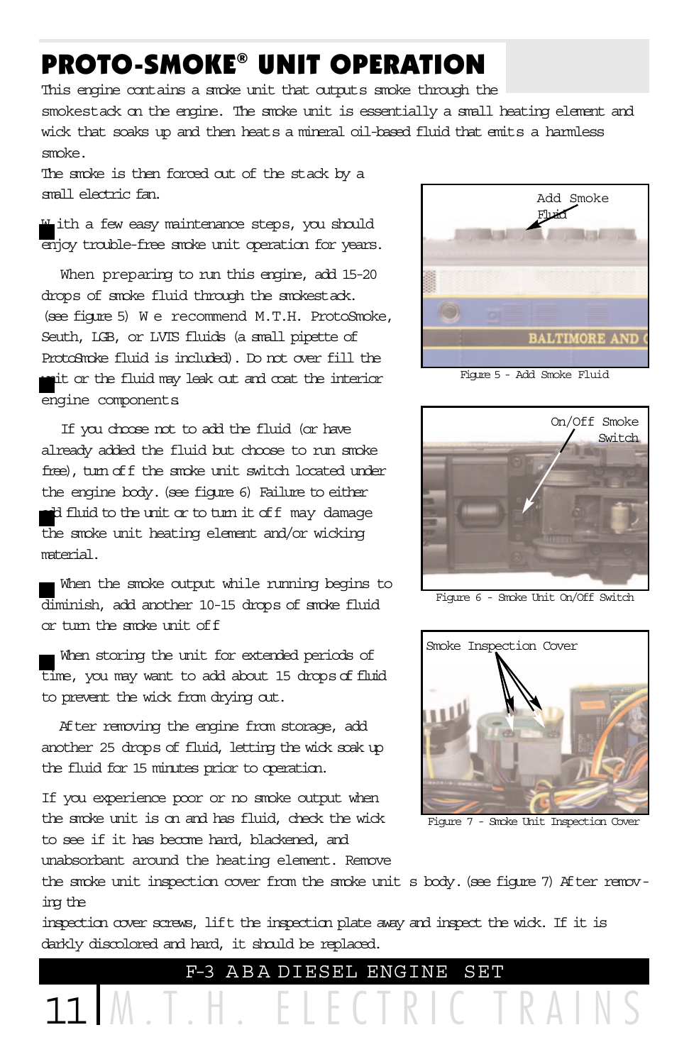# PROTO-SMOKE® UNIT OPERATION

This engine contains a smoke unit that outputs smoke through the smokestack on the engine. The smoke unit is essentially a small heating element and wick that soaks up and then heats a mineral oil-based fluid that emits a harmless smoke.

The smoke is then forced out of the stack by a small electric fan.

With a few easy maintenance steps, you should enjoy trouble-free smoke unit operation for years.

When preparing to run this engine, add 15-20 drops of smoke fluid through the smokestack. (see figure 5) We recommend M.T.H. ProtoSmoke, Seuth, LGB, or LVIS fluids (a small pipette of ProtoSmoke fluid is included). Do not over fill the unit or the fluid may leak out and coat the interior engine components.

If you choose not to add the fluid (or have already added the fluid but choose to run smoke free), turn off the smoke unit switch located under the engine body. (see figure 6) Failure to either add fluid to the unit or to turn it off may damage the smoke unit heating element and/or wicking material.

When the smoke output while running begins to diminish, add another 10-15 drops of smoke fluid or turn the smoke unit off.

When storing the unit for extended periods of time, you may want to add about 15 drops of fluid to prevent the wick from drying out.

After removing the engine from storage, add another 25 drops of fluid, letting the wick soak up the fluid for 15 minutes prior to operation.

If you experience poor or no smoke output when the smoke unit is on and has fluid, check the wick to see if it has become hard, blackened, and unabsorbant around the heating element. Remove the smoke unit inspection cover from the smoke unit s body. (see figure 7) After removing the inspection cover screws, lift the inspection plate away and inspect the wick. If it is darkly discolored and hard, it should be replaced.

Add Smoke Fluid

Figure 5 - Add Smoke Fluid

On/Off Smoke Switch

Figure 6 - Smoke Unit On/Off Switch

Smoke Inspection Cover

Figure 7 - Smoke Unit Inspection Cover

F-3 ABA DIESEL ENGINE SET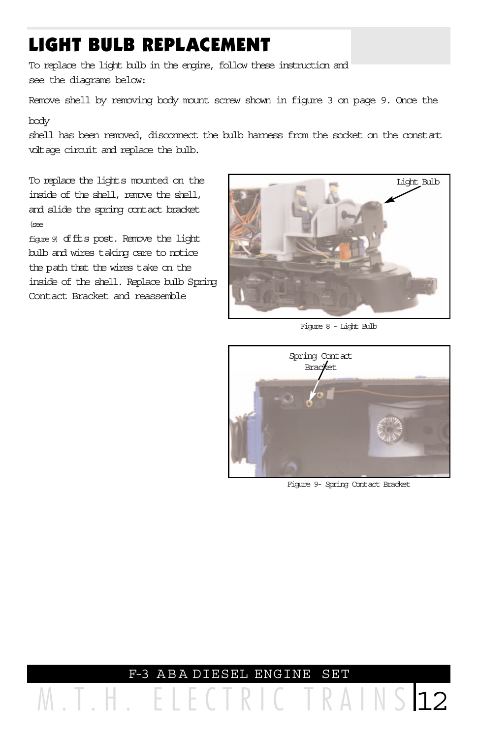# LIGHT BULB REPLACEMENT

To replace the light bulb in the engine, follow these instruction and see the diagrams below:

Remove shell by removing body mount screw shown in figure 3 on page 9. Once the body shell has been removed, disconnect the bulb harness from the socket on the constant voltage circuit and replace the bulb.

To replace the lights mounted on the inside of the shell, remove the shell, and slide the spring contact bracket (see figure 9) off its post. Remove the light bulb and wires taking care to notice the path that the wires take on the inside of the shell. Replace bulb Spring Contact Bracket and reassemble

Light Bulb

Figure 8 - Light Bulb

Spring Contact Bracket

Figure 9- Spring Contact Bracket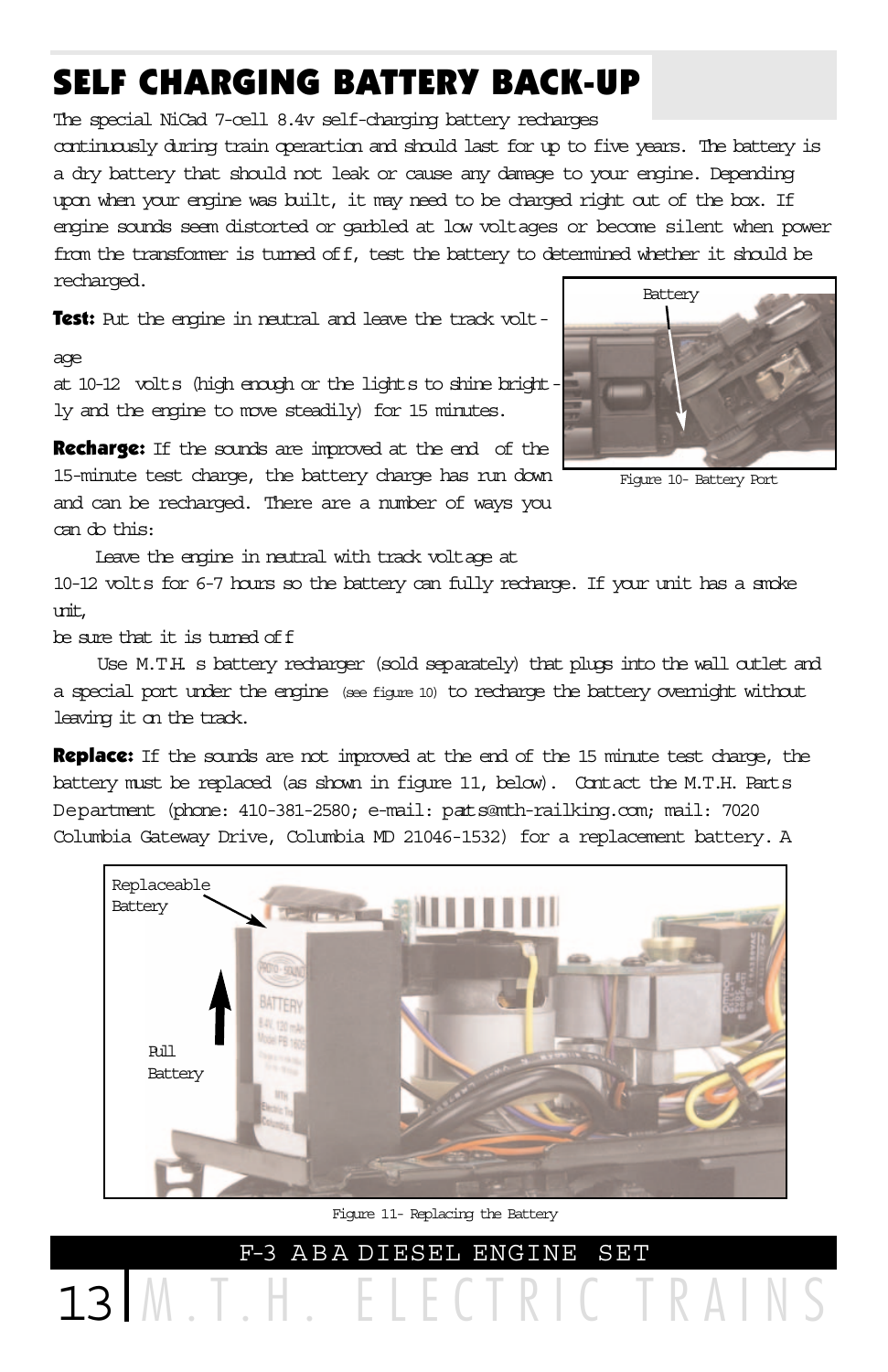# SELF CHARGING BATTERY BACK-UP

The special NiCad 7-cell 8.4v self-charging battery recharges continuously during train operartion and should last for up to five years. The battery is a dry battery that should not leak or cause any damage to your engine. Depending upon when your engine was built, it may need to be charged right out of the box. If engine sounds seem distorted or garbled at low voltages or become silent when power from the transformer is turned off, test the battery to determined whether it should be recharged.

**Test:** Put the engine in neutral and leave the track voltage at 10-12 volts (high enough or the lights to shine brightly and the engine to move steadily) for 15 minutes.

Figure 10- Battery Port

**Recharge:** If the sounds are improved at the end of the 15-minute test charge, the battery charge has run down and can be recharged. There are a number of ways you can do this:

Leave the engine in neutral with track voltage at 10-12 volts for 6-7 hours so the battery can fully recharge. If your unit has a smoke unit, be sure that it is turned off

Use M.T.H. s battery recharger (sold separately) that plugs into the wall outlet and a special port under the engine (see figure 10) to recharge the battery overnight without leaving it on the track.

**Replace:** If the sounds are not improved at the end of the 15 minute test charge, the battery must be replaced (as shown in figure 11, below). Contact the M.T.H. Parts Department (phone: 410-381-2580; e-mail: parts@mth-railking.com; mail: 7020 Columbia Gateway Drive, Columbia MD 21046-1532) for a replacement battery. A

Figure 11- Replacing the Battery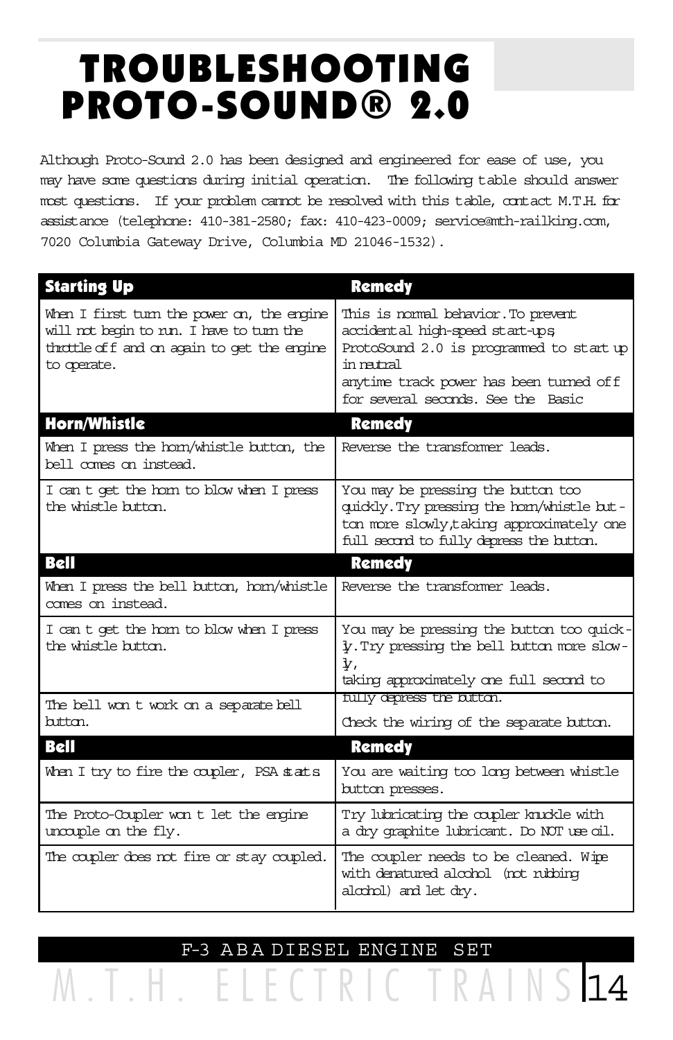# TROUBLESHOOTING PROTO-SOUND® 2.0

Although Proto-Sound 2.0 has been designed and engineered for ease of use, you may have some questions during initial operation. The following table should answer most questions. If your problem cannot be resolved with this table, contact M.T.H. for assistance (telephone: 410-381-2580; fax: 410-423-0009; service@mth-railking.com, 7020 Columbia Gateway Drive, Columbia MD 21046-1532).

| Starting Up | Remedy |
|---|---|
| When I first turn the power on, the engine will not begin to run. I have to turn the throttle off and on again to get the engine to operate. | This is normal behavior. To prevent accidental high-speed start-ups, ProtoSound 2.0 is programmed to start up in neutral anytime track power has been turned off for several seconds. See the Basic |
| **Horn/Whistle** | **Remedy** |
| When I press the horn/whistle button, the bell comes on instead. | Reverse the transformer leads. |
| I can t get the horn to blow when I press the whistle button. | You may be pressing the button too quickly. Try pressing the horn/whistle button more slowly, taking approximately one full second to fully depress the button. |
| **Bell** | **Remedy** |
| When I press the bell button, horn/whistle comes on instead. | Reverse the transformer leads. |
| I can t get the horn to blow when I press the whistle button. | You may be pressing the button too quickly. Try pressing the bell button more slowly, taking approximately one full second to fully depress the button. |
| The bell won t work on a separate bell button. | Check the wiring of the separate button. |
| **Bell** | **Remedy** |
| When I try to fire the coupler, PSA starts | You are waiting too long between whistle button presses. |
| The Proto-Coupler won t let the engine uncouple on the fly. | Try lubricating the coupler knuckle with a dry graphite lubricant. Do NOT use oil. |
| The coupler does not fire or stay coupled. | The coupler needs to be cleaned. Wipe with denatured alcohol (not rubbing alcohol) and let dry. |

F-3 ABA DIESEL ENGINE SET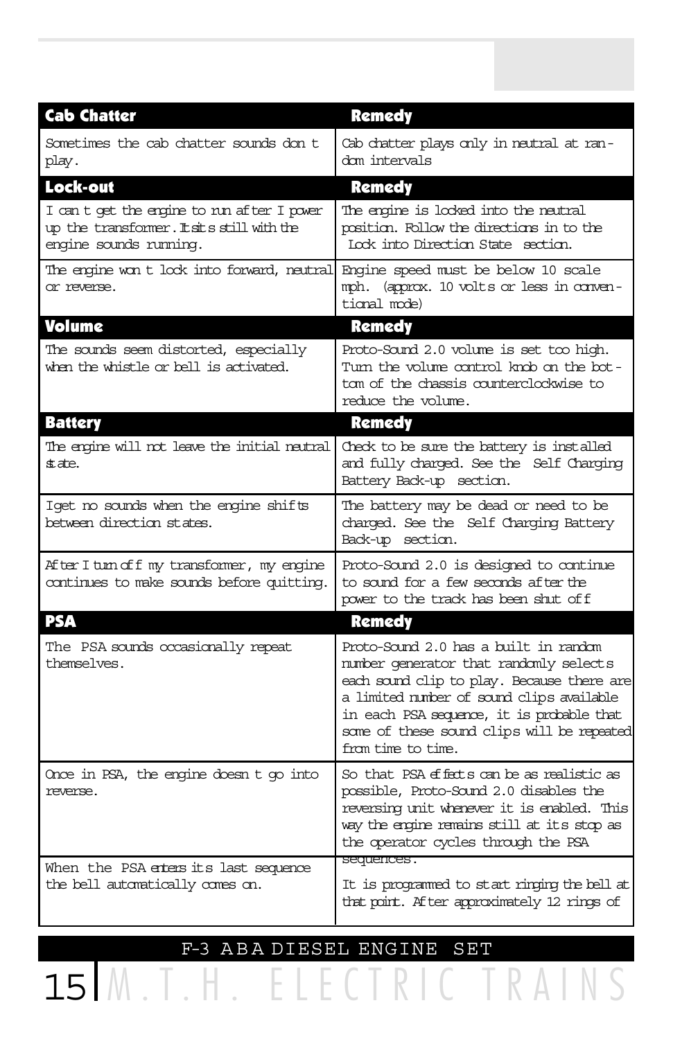| Cab Chatter | Remedy |
| --- | --- |
| Sometimes the cab chatter sounds don t play. | Cab chatter plays only in neutral at random intervals |
| **Lock-out** | **Remedy** |
| I can t get the engine to run after I power up the transformer. It sits still with the engine sounds running. | The engine is locked into the neutral position. Follow the directions in to the Lock into Direction State section. |
| The engine won t lock into forward, neutral or reverse. | Engine speed must be below 10 scale mph. (approx. 10 volts or less in conventional mode) |
| **Volume** | **Remedy** |
| The sounds seem distorted, especially when the whistle or bell is activated. | Proto-Sound 2.0 volume is set too high. Turn the volume control knob on the bottom of the chassis counterclockwise to reduce the volume. |
| **Battery** | **Remedy** |
| The engine will not leave the initial neutral state. | Check to be sure the battery is installed and fully charged. See the Self Charging Battery Back-up section. |
| Iget no sounds when the engine shifts between direction states. | The battery may be dead or need to be charged. See the Self Charging Battery Back-up section. |
| After I turn off my transformer, my engine continues to make sounds before quitting. | Proto-Sound 2.0 is designed to continue to sound for a few seconds after the power to the track has been shut off |
| **PSA** | **Remedy** |
| The PSA sounds occasionally repeat themselves. | Proto-Sound 2.0 has a built in random number generator that randomly selects each sound clip to play. Because there are a limited number of sound clips available in each PSA sequence, it is probable that some of these sound clips will be repeated from time to time. |
| Once in PSA, the engine doesn t go into reverse. | So that PSA effects can be as realistic as possible, Proto-Sound 2.0 disables the reversing unit whenever it is enabled. This way the engine remains still at its stop as the operator cycles through the PSA sequences. |
| When the PSA enters its last sequence the bell automatically comes on. | It is programmed to start ringing the bell at that point. After approximately 12 rings of |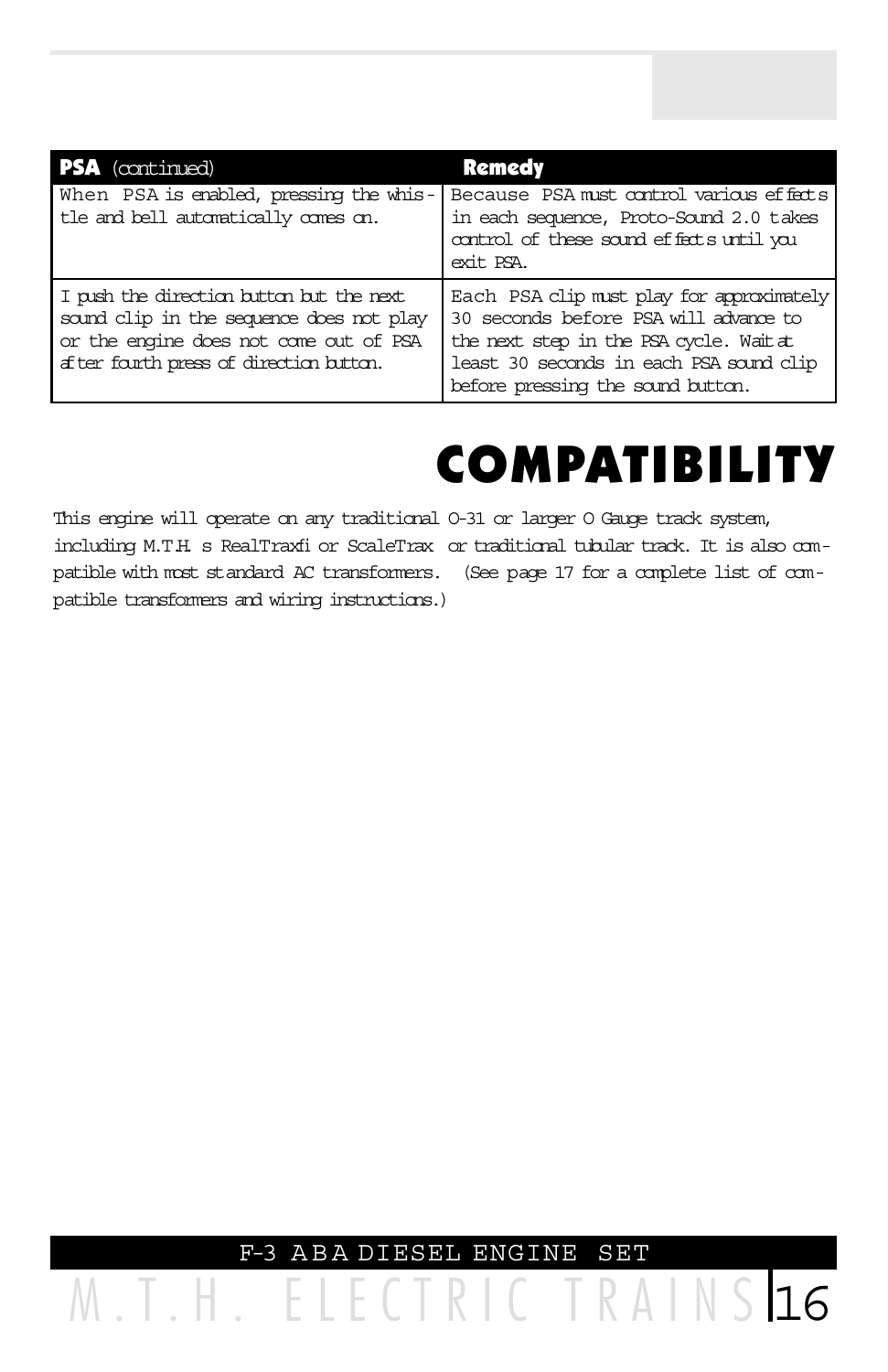| PSA (continued) | Remedy |
|---|---|
| When PSA is enabled, pressing the whistle and bell automatically comes on. | Because PSA must control various effects in each sequence, Proto-Sound 2.0 takes control of these sound effects until you exit PSA. |
| I push the direction button but the next sound clip in the sequence does not play or the engine does not come out of PSA after fourth press of direction button. | Each PSA clip must play for approximately 30 seconds before PSA will advance to the next step in the PSA cycle. Wait at least 30 seconds in each PSA sound clip before pressing the sound button. |

# COMPATIBILITY

This engine will operate on any traditional O-31 or larger O Gauge track system, including M.T.H.'s RealTrax® or ScaleTrax or traditional tubular track. It is also compatible with most standard AC transformers. (See page 17 for a complete list of compatible transformers and wiring instructions.)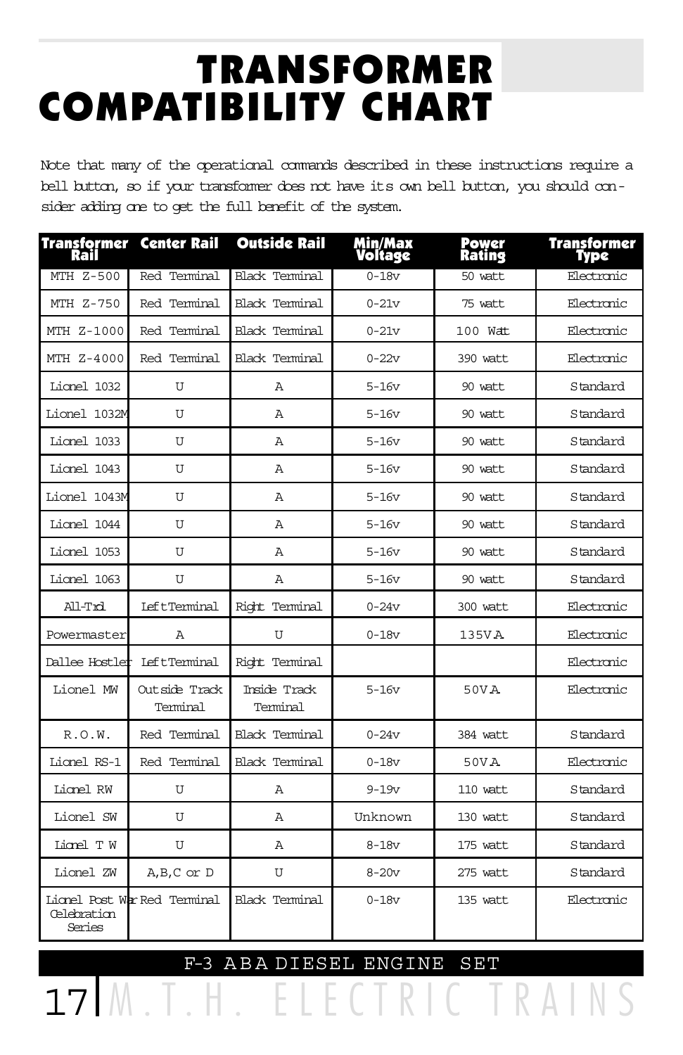# TRANSFORMER COMPATIBILITY CHART

Note that many of the operational commands described in these instructions require a bell button, so if your transformer does not have its own bell button, you should consider adding one to get the full benefit of the system.

| Transformer Rail | Center Rail | Outside Rail | Min/Max Voltage | Power Rating | Transformer Type |
|---|---|---|---|---|---|
| MTH Z-500 | Red Terminal | Black Terminal | 0-18v | 50 watt | Electronic |
| MTH Z-750 | Red Terminal | Black Terminal | 0-21v | 75 watt | Electronic |
| MTH Z-1000 | Red Terminal | Black Terminal | 0-21v | 100 Watt | Electronic |
| MTH Z-4000 | Red Terminal | Black Terminal | 0-22v | 390 watt | Electronic |
| Lionel 1032 | U | A | 5-16v | 90 watt | Standard |
| Lionel 1032M | U | A | 5-16v | 90 watt | Standard |
| Lionel 1033 | U | A | 5-16v | 90 watt | Standard |
| Lionel 1043 | U | A | 5-16v | 90 watt | Standard |
| Lionel 1043M | U | A | 5-16v | 90 watt | Standard |
| Lionel 1044 | U | A | 5-16v | 90 watt | Standard |
| Lionel 1053 | U | A | 5-16v | 90 watt | Standard |
| Lionel 1063 | U | A | 5-16v | 90 watt | Standard |
| All-Trol | Left Terminal | Right Terminal | 0-24v | 300 watt | Electronic |
| Powermaster | A | U | 0-18v | 135VA | Electronic |
| Dallee Hostler | Left Terminal | Right Terminal | | | Electronic |
| Lionel MW | Outside Track Terminal | Inside Track Terminal | 5-16v | 50VA | Electronic |
| R.O.W. | Red Terminal | Black Terminal | 0-24v | 384 watt | Standard |
| Lionel RS-1 | Red Terminal | Black Terminal | 0-18v | 50VA | Electronic |
| Lionel RW | U | A | 9-19v | 110 watt | Standard |
| Lionel SW | U | A | Unknown | 130 watt | Standard |
| Lionel T W | U | A | 8-18v | 175 watt | Standard |
| Lionel ZW | A,B,C or D | U | 8-20v | 275 watt | Standard |
| Lionel Post War Celebration Series | Red Terminal | Black Terminal | 0-18v | 135 watt | Electronic |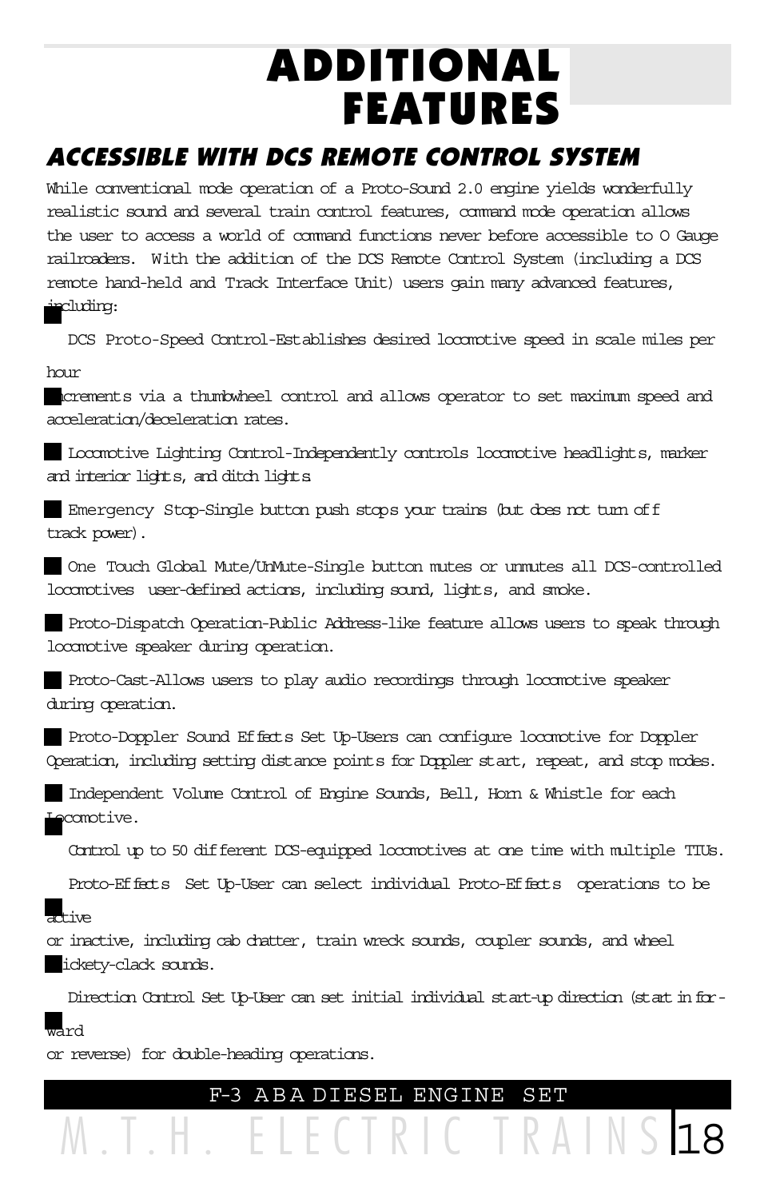# ADDITIONAL FEATURES

## ACCESSIBLE WITH DCS REMOTE CONTROL SYSTEM

While conventional mode operation of a Proto-Sound 2.0 engine yields wonderfully realistic sound and several train control features, command mode operation allows the user to access a world of command functions never before accessible to O Gauge railroaders. With the addition of the DCS Remote Control System (including a DCS remote hand-held and Track Interface Unit) users gain many advanced features, including:

- DCS Proto-Speed Control-Establishes desired locomotive speed in scale miles per hour increments via a thumbwheel control and allows operator to set maximum speed and acceleration/deceleration rates.
- Locomotive Lighting Control-Independently controls locomotive headlights, marker and interior lights, and ditch lights.
- Emergency Stop-Single button push stops your trains (but does not turn off track power).
- One Touch Global Mute/UnMute-Single button mutes or unmutes all DCS-controlled locomotives user-defined actions, including sound, lights, and smoke.
- Proto-Dispatch Operation-Public Address-like feature allows users to speak through locomotive speaker during operation.
- Proto-Cast-Allows users to play audio recordings through locomotive speaker during operation.
- Proto-Doppler Sound Effects Set Up-Users can configure locomotive for Doppler Operation, including setting distance points for Doppler start, repeat, and stop modes.
- Independent Volume Control of Engine Sounds, Bell, Horn & Whistle for each Locomotive.
- Control up to 50 different DCS-equipped locomotives at one time with multiple TIUs.
- Proto-Effects Set Up-User can select individual Proto-Effects operations to be active or inactive, including cab chatter, train wreck sounds, coupler sounds, and wheel clickety-clack sounds.
- Direction Control Set Up-User can set initial individual start-up direction (start in forward or reverse) for double-heading operations.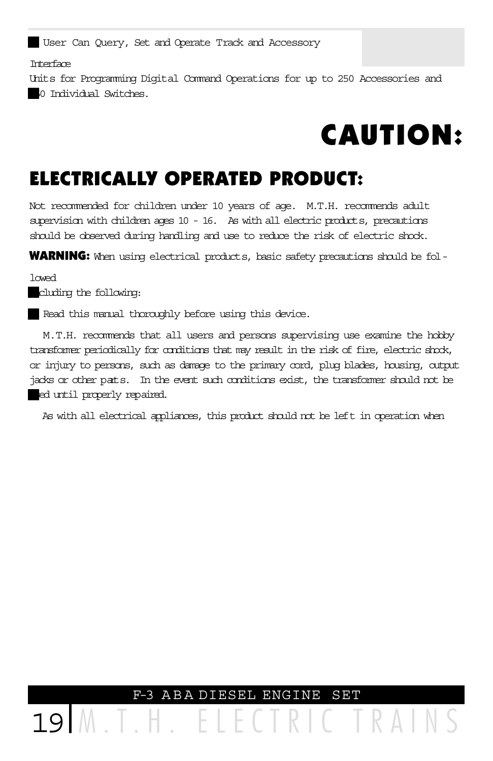■ User Can Query, Set and Operate Track and Accessory

Interface

Units for Programming Digital Command Operations for up to 250 Accessories and ■0 Individual Switches.

# CAUTION:

## ELECTRICALLY OPERATED PRODUCT:

Not recommended for children under 10 years of age. M.T.H. recommends adult supervision with children ages 10 - 16. As with all electric products, precautions should be observed during handling and use to reduce the risk of electric shock.

**WARNING:** When using electrical products, basic safety precautions should be fol-

lowed

■cluding the following:

■ Read this manual thoroughly before using this device.

M.T.H. recommends that all users and persons supervising use examine the hobby transformer periodically for conditions that may result in the risk of fire, electric shock, or injury to persons, such as damage to the primary cord, plug blades, housing, output jacks or other parts. In the event such conditions exist, the transformer should not be ■ed until properly repaired.

As with all electrical appliances, this product should not be left in operation when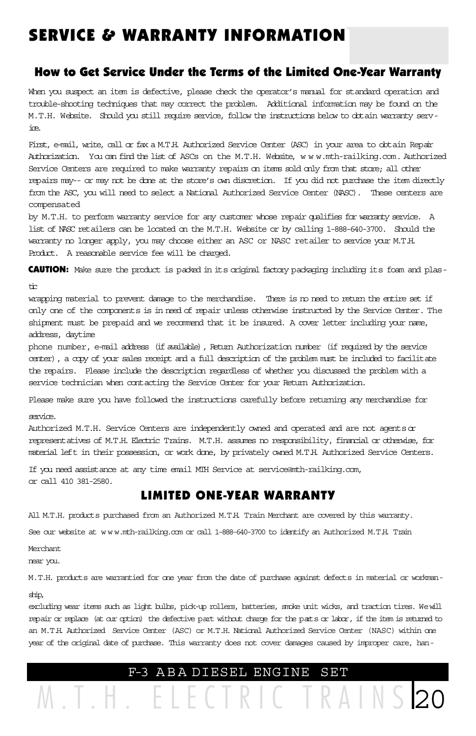# SERVICE & WARRANTY INFORMATION

## How to Get Service Under the Terms of the Limited One-Year Warranty

When you suspect an item is defective, please check the operator's manual for standard operation and trouble-shooting techniques that may correct the problem. Additional information may be found on the M.T.H. Website. Should you still require service, follow the instructions below to obtain warranty service.

First, e-mail, write, call or fax a M.T.H. Authorized Service Center (ASC) in your area to obtain Repair Authorization. You can find the list of ASCs on the M.T.H. Website, www.mth-railking.com. Authorized Service Centers are required to make warranty repairs on items sold only from that store; all other repairs may-- or may not be done at the store's own discretion. If you did not purchase the item directly from the ASC, you will need to select a National Authorized Service Center (NASC). These centers are compensated by M.T.H. to perform warranty service for any customer whose repair qualifies for warranty service. A list of NASC retailers can be located on the M.T.H. Website or by calling 1-888-640-3700. Should the warranty no longer apply, you may choose either an ASC or NASC retailer to service your M.T.H. Product. A reasonable service fee will be charged.

**CAUTION:** Make sure the product is packed in its original factory packaging including its foam and plastic wrapping material to prevent damage to the merchandise. There is no need to return the entire set if only one of the components is in need of repair unless otherwise instructed by the Service Center. The shipment must be prepaid and we recommend that it be insured. A cover letter including your name, address, daytime phone number, e-mail address (if available), Return Authorization number (if required by the service center), a copy of your sales receipt and a full description of the problem must be included to facilitate the repairs. Please include the description regardless of whether you discussed the problem with a service technician when contacting the Service Center for your Return Authorization.

Please make sure you have followed the instructions carefully before returning any merchandise for service.

Authorized M.T.H. Service Centers are independently owned and operated and are not agents or representatives of M.T.H. Electric Trains. M.T.H. assumes no responsibility, financial or otherwise, for material left in their possession, or work done, by privately owned M.T.H. Authorized Service Centers.

If you need assistance at any time email MTH Service at service@mth-railking.com, or call 410 381-2580.

### LIMITED ONE-YEAR WARRANTY

All M.T.H. products purchased from an Authorized M.T.H. Train Merchant are covered by this warranty.

See our website at www.mth-railking.com or call 1-888-640-3700 to identify an Authorized M.T.H. Train Merchant near you.

M.T.H. products are warrantied for one year from the date of purchase against defects in material or workmanship, excluding wear items such as light bulbs, pick-up rollers, batteries, smoke unit wicks, and traction tires. We will repair or replace (at our option) the defective part without charge for the parts or labor, if the item is returned to an M.T.H. Authorized Service Center (ASC) or M.T.H. National Authorized Service Center (NASC) within one year of the original date of purchase. This warranty does not cover damages caused by improper care, han-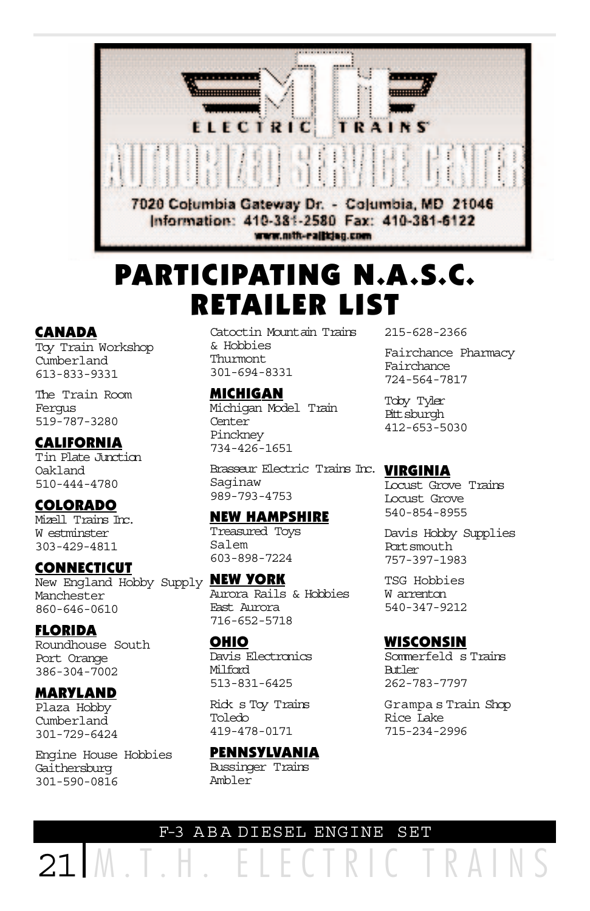MTH ELECTRIC TRAINS

AUTHORIZED SERVICE CENTER

7020 Columbia Gateway Dr. - Columbia, MD 21046
Information: 410-381-2580 Fax: 410-381-6122
www.mth-railking.com

# PARTICIPATING N.A.S.C. RETAILER LIST

## CANADA

Toy Train Workshop
Cumberland
613-833-9331

The Train Room
Fergus
519-787-3280

## CALIFORNIA

Tin Plate Junction
Oakland
510-444-4780

## COLORADO

Mizell Trains Inc.
Westminster
303-429-4811

## CONNECTICUT

New England Hobby Supply
Manchester
860-646-0610

## FLORIDA

Roundhouse South
Port Orange
386-304-7002

## MARYLAND

Plaza Hobby
Cumberland
301-729-6424

Engine House Hobbies
Gaithersburg
301-590-0816

Catoctin Mountain Trains & Hobbies
Thurmont
301-694-8331

## MICHIGAN

Michigan Model Train Center
Pinckney
734-426-1651

Brasseur Electric Trains Inc.
Saginaw
989-793-4753

## NEW HAMPSHIRE

Treasured Toys
Salem
603-898-7224

## NEW YORK

Aurora Rails & Hobbies
East Aurora
716-652-5718

## OHIO

Davis Electronics
Milford
513-831-6425

Rick s Toy Trains
Toledo
419-478-0171

## PENNSYLVANIA

Bussinger Trains
Ambler
215-628-2366

Fairchance Pharmacy
Fairchance
724-564-7817

Toby Tyler
Pittsburgh
412-653-5030

## VIRGINIA

Locust Grove Trains
Locust Grove
540-854-8955

Davis Hobby Supplies
Portsmouth
757-397-1983

TSG Hobbies
Warrenton
540-347-9212

## WISCONSIN

Sommerfeld s Trains
Butler
262-783-7797

Grampa s Train Shop
Rice Lake
715-234-2996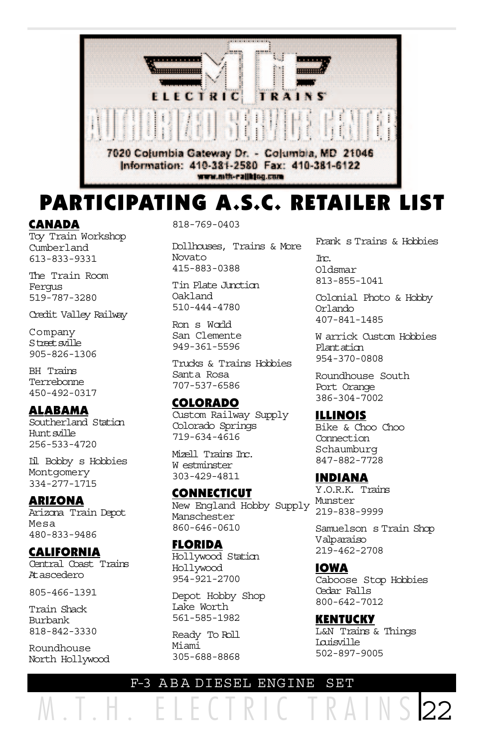MTH ELECTRIC TRAINS

AUTHORIZED SERVICE CENTER

7020 Columbia Gateway Dr. - Columbia, MD 21046
Information: 410-381-2580 Fax: 410-381-6122
www.mth-railking.com

# PARTICIPATING A.S.C. RETAILER LIST

## CANADA

Toy Train Workshop
Cumberland
613-833-9331

The Train Room
Fergus
519-787-3280

Credit Valley Railway Company
Streetsville
905-826-1306

BH Trains
Terrebonne
450-492-0317

## ALABAMA

Southerland Station
Huntsville
256-533-4720

Lil Bobby s Hobbies
Montgomery
334-277-1715

## ARIZONA

Arizona Train Depot
Mesa
480-833-9486

## CALIFORNIA

Central Coast Trains
Atascedero
805-466-1391

Train Shack
Burbank
818-842-3330

Roundhouse
North Hollywood
818-769-0403

Dollhouses, Trains & More
Novato
415-883-0388

Tin Plate Junction
Oakland
510-444-4780

Ron s World
San Clemente
949-361-5596

Trucks & Trains Hobbies
Santa Rosa
707-537-6586

## COLORADO

Custom Railway Supply
Colorado Springs
719-634-4616

Mizell Trains Inc.
Westminster
303-429-4811

## CONNECTICUT

New England Hobby Supply
Manschester
860-646-0610

## FLORIDA

Hollywood Station
Hollywood
954-921-2700

Depot Hobby Shop
Lake Worth
561-585-1982

Ready To Roll
Miami
305-688-8868

Frank s Trains & Hobbies Inc.
Oldsmar
813-855-1041

Colonial Photo & Hobby
Orlando
407-841-1485

Warrick Custom Hobbies
Plantation
954-370-0808

Roundhouse South
Port Orange
386-304-7002

## ILLINOIS

Bike & Choo Choo Connection
Schaumburg
847-882-7728

## INDIANA

Y.O.R.K. Trains
Munster
219-838-9999

Samuelson s Train Shop
Valparaiso
219-462-2708

## IOWA

Caboose Stop Hobbies
Cedar Falls
800-642-7012

## KENTUCKY

L&N Trains & Things
Louisville
502-897-9005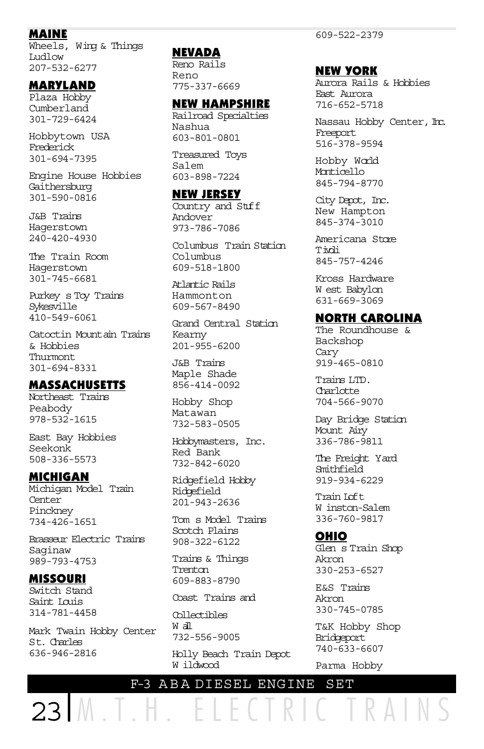609-522-2379

## MAINE

Wheels, Wing & Things
Ludlow
207-532-6277

## MARYLAND

Plaza Hobby
Cumberland
301-729-6424

Hobbytown USA
Frederick
301-694-7395

Engine House Hobbies
Gaithersburg
301-590-0816

J&B Trains
Hagerstown
240-420-4930

The Train Room
Hagerstown
301-745-6681

Purkey s Toy Trains
Sykesville
410-549-6061

Catoctin Mountain Trains & Hobbies
Thurmont
301-694-8331

## MASSACHUSETTS

Northeast Trains
Peabody
978-532-1615

East Bay Hobbies
Seekonk
508-336-5573

## MICHIGAN

Michigan Model Train Center
Pinckney
734-426-1651

Brasseur Electric Trains
Saginaw
989-793-4753

## MISSOURI

Switch Stand
Saint Louis
314-781-4458

Mark Twain Hobby Center
St. Charles
636-946-2816

## NEVADA

Reno Rails
Reno
775-337-6669

## NEW HAMPSHIRE

Railroad Specialties
Nashua
603-801-0801

Treasured Toys
Salem
603-898-7224

## NEW JERSEY

Country and Stuff
Andover
973-786-7086

Columbus Train Station
Columbus
609-518-1800

Atlantic Rails
Hammonton
609-567-8490

Grand Central Station
Kearny
201-955-6200

J&B Trains
Maple Shade
856-414-0092

Hobby Shop
Matawan
732-583-0505

Hobbymasters, Inc.
Red Bank
732-842-6020

Ridgefield Hobby
Ridgefield
201-943-2636

Tom s Model Trains
Scotch Plains
908-322-6122

Trains & Things
Trenton
609-883-8790

Coast Trains and Collectibles
Wall
732-556-9005

Holly Beach Train Depot
Wildwood

## NEW YORK

Aurora Rails & Hobbies
East Aurora
716-652-5718

Nassau Hobby Center, Inc.
Freeport
516-378-9594

Hobby World
Monticello
845-794-8770

City Depot, Inc.
New Hampton
845-374-3010

Americana Store
Tivoli
845-757-4246

Kross Hardware
West Babylon
631-669-3069

## NORTH CAROLINA

The Roundhouse & Backshop
Cary
919-465-0810

Trains LTD.
Charlotte
704-566-9070

Day Bridge Station
Mount Airy
336-786-9811

The Freight Yard
Smithfield
919-934-6229

Train Loft
Winston-Salem
336-760-9817

## OHIO

Glen s Train Shop
Akron
330-253-6527

E&S Trains
Akron
330-745-0785

T&K Hobby Shop
Bridgeport
740-633-6607

Parma Hobby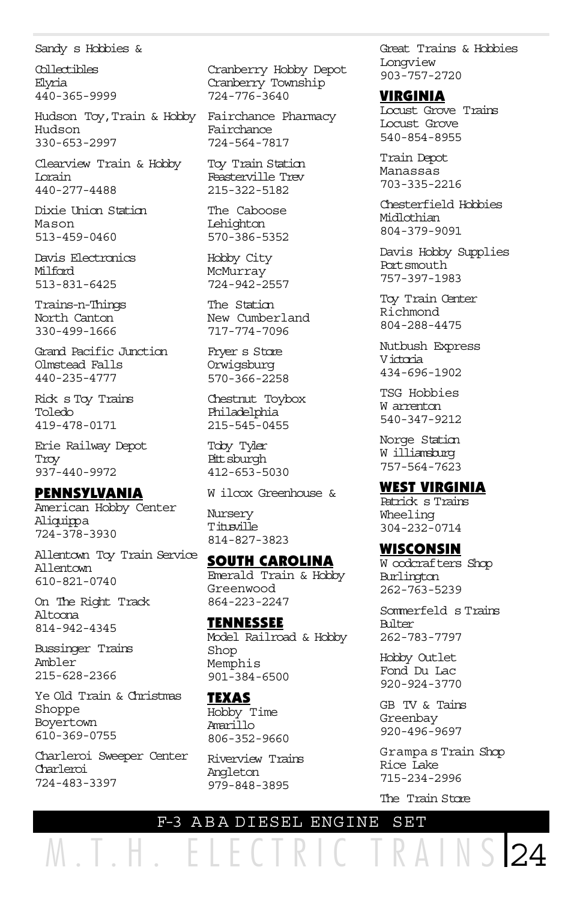Sandy s Hobbies &

Collectibles
Elyria
440-365-9999

Hudson Toy, Train & Hobby
Hudson
330-653-2997

Clearview Train & Hobby
Lorain
440-277-4488

Dixie Union Station
Mason
513-459-0460

Davis Electronics
Milford
513-831-6425

Trains-n-Things
North Canton
330-499-1666

Grand Pacific Junction
Olmstead Falls
440-235-4777

Rick s Toy Trains
Toledo
419-478-0171

Erie Railway Depot
Troy
937-440-9972

## PENNSYLVANIA

American Hobby Center
Aliquippa
724-378-3930

Allentown Toy Train Service
Allentown
610-821-0740

On The Right Track
Altoona
814-942-4345

Bussinger Trains
Ambler
215-628-2366

Ye Old Train & Christmas Shoppe
Boyertown
610-369-0755

Charleroi Sweeper Center
Charleroi
724-483-3397

Cranberry Hobby Depot
Cranberry Township
724-776-3640

Fairchance Pharmacy
Fairchance
724-564-7817

Toy Train Station
Feasterville Trev
215-322-5182

The Caboose
Lehighton
570-386-5352

Hobby City
McMurray
724-942-2557

The Station
New Cumberland
717-774-7096

Fryer s Store
Orwigsburg
570-366-2258

Chestnut Toybox
Philadelphia
215-545-0455

Toby Tyler
Pittsburgh
412-653-5030

Wilcox Greenhouse &

Nursery
Titusville
814-827-3823

## SOUTH CAROLINA

Emerald Train & Hobby
Greenwood
864-223-2247

## TENNESSEE

Model Railroad & Hobby Shop
Memphis
901-384-6500

## TEXAS

Hobby Time
Amarillo
806-352-9660

Riverview Trains
Angleton
979-848-3895

Great Trains & Hobbies
Longview
903-757-2720

## VIRGINIA

Locust Grove Trains
Locust Grove
540-854-8955

Train Depot
Manassas
703-335-2216

Chesterfield Hobbies
Midlothian
804-379-9091

Davis Hobby Supplies
Portsmouth
757-397-1983

Toy Train Center
Richmond
804-288-4475

Nutbush Express
Victoria
434-696-1902

TSG Hobbies
Warrenton
540-347-9212

Norge Station
Williamsburg
757-564-7623

## WEST VIRGINIA

Patrick s Trains
Wheeling
304-232-0714

## WISCONSIN

Woodcrafters Shop
Burlington
262-763-5239

Sommerfeld s Trains
Bulter
262-783-7797

Hobby Outlet
Fond Du Lac
920-924-3770

GB TV & Tains
Greenbay
920-496-9697

Grampa s Train Shop
Rice Lake
715-234-2996

The Train Store